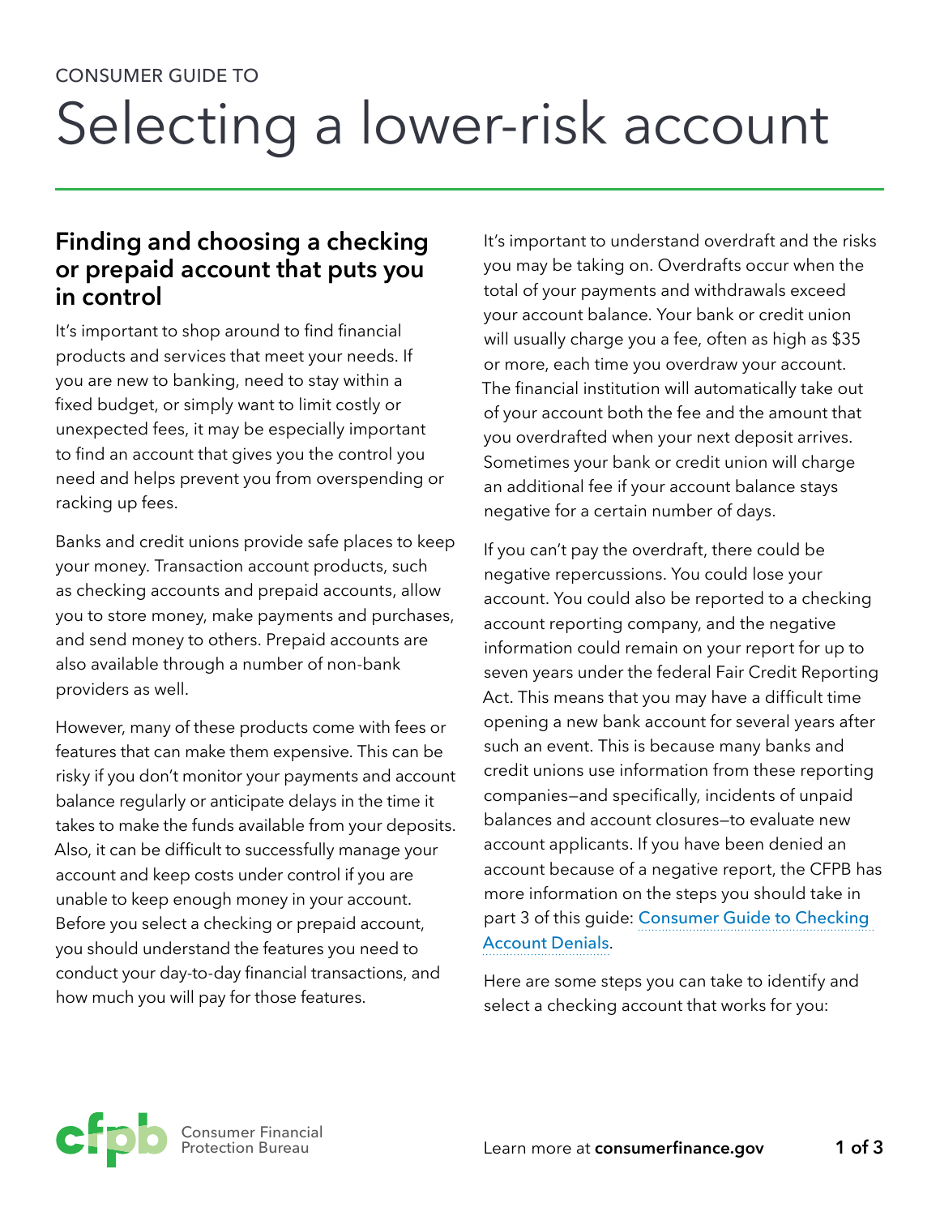CONSUMER GUIDE TO

# Selecting a lower-risk account

## Finding and choosing a checking or prepaid account that puts you in control

It's important to shop around to find financial products and services that meet your needs. If you are new to banking, need to stay within a fixed budget, or simply want to limit costly or unexpected fees, it may be especially important to find an account that gives you the control you need and helps prevent you from overspending or racking up fees.

Banks and credit unions provide safe places to keep your money. Transaction account products, such as checking accounts and prepaid accounts, allow you to store money, make payments and purchases, and send money to others. Prepaid accounts are also available through a number of non-bank providers as well.

However, many of these products come with fees or features that can make them expensive. This can be risky if you don't monitor your payments and account balance regularly or anticipate delays in the time it takes to make the funds available from your deposits. Also, it can be difficult to successfully manage your account and keep costs under control if you are unable to keep enough money in your account. Before you select a checking or prepaid account, you should understand the features you need to conduct your day-to-day financial transactions, and how much you will pay for those features.

It's important to understand overdraft and the risks you may be taking on. Overdrafts occur when the total of your payments and withdrawals exceed your account balance. Your bank or credit union will usually charge you a fee, often as high as $35 or more, each time you overdraw your account. The financial institution will automatically take out of your account both the fee and the amount that you overdrafted when your next deposit arrives. Sometimes your bank or credit union will charge an additional fee if your account balance stays negative for a certain number of days.

If you can't pay the overdraft, there could be negative repercussions. You could lose your account. You could also be reported to a checking account reporting company, and the negative information could remain on your report for up to seven years under the federal Fair Credit Reporting Act. This means that you may have a difficult time opening a new bank account for several years after such an event. This is because many banks and credit unions use information from these reporting companies—and specifically, incidents of unpaid balances and account closures—to evaluate new account applicants. If you have been denied an account because of a negative report, the CFPB has more information on the steps you should take in part 3 of this guide: Consumer Guide to Checking Account Denials.

Here are some steps you can take to identify and select a checking account that works for you: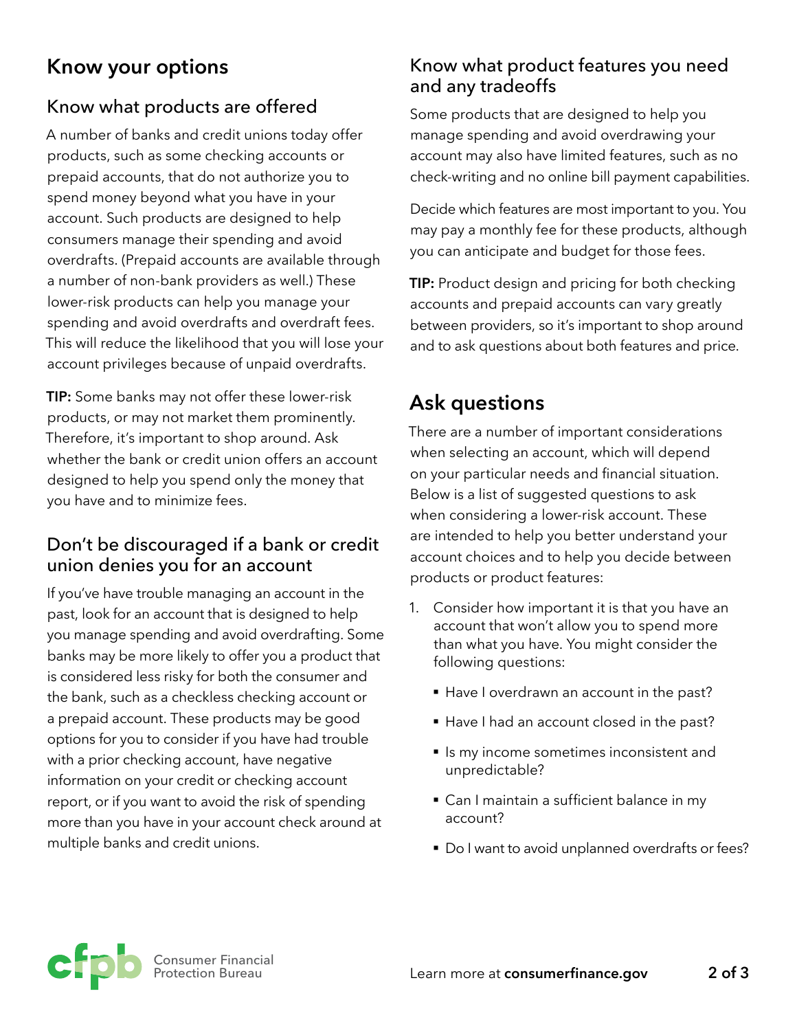## Know your options

### Know what products are offered

A number of banks and credit unions today offer products, such as some checking accounts or prepaid accounts, that do not authorize you to spend money beyond what you have in your account. Such products are designed to help consumers manage their spending and avoid overdrafts. (Prepaid accounts are available through a number of non-bank providers as well.) These lower-risk products can help you manage your spending and avoid overdrafts and overdraft fees. This will reduce the likelihood that you will lose your account privileges because of unpaid overdrafts.

**TIP:** Some banks may not offer these lower-risk products, or may not market them prominently. Therefore, it's important to shop around. Ask whether the bank or credit union offers an account designed to help you spend only the money that you have and to minimize fees.

### Don't be discouraged if a bank or credit union denies you for an account

If you've have trouble managing an account in the past, look for an account that is designed to help you manage spending and avoid overdrafting. Some banks may be more likely to offer you a product that is considered less risky for both the consumer and the bank, such as a checkless checking account or a prepaid account. These products may be good options for you to consider if you have had trouble with a prior checking account, have negative information on your credit or checking account report, or if you want to avoid the risk of spending more than you have in your account check around at multiple banks and credit unions.

### Know what product features you need and any tradeoffs

Some products that are designed to help you manage spending and avoid overdrawing your account may also have limited features, such as no check-writing and no online bill payment capabilities.

Decide which features are most important to you. You may pay a monthly fee for these products, although you can anticipate and budget for those fees.

**TIP:** Product design and pricing for both checking accounts and prepaid accounts can vary greatly between providers, so it's important to shop around and to ask questions about both features and price.

## Ask questions

There are a number of important considerations when selecting an account, which will depend on your particular needs and financial situation. Below is a list of suggested questions to ask when considering a lower-risk account. These are intended to help you better understand your account choices and to help you decide between products or product features:

1. Consider how important it is that you have an account that won't allow you to spend more than what you have. You might consider the following questions:
   - Have I overdrawn an account in the past?
   - Have I had an account closed in the past?
   - Is my income sometimes inconsistent and unpredictable?
   - Can I maintain a sufficient balance in my account?
   - Do I want to avoid unplanned overdrafts or fees?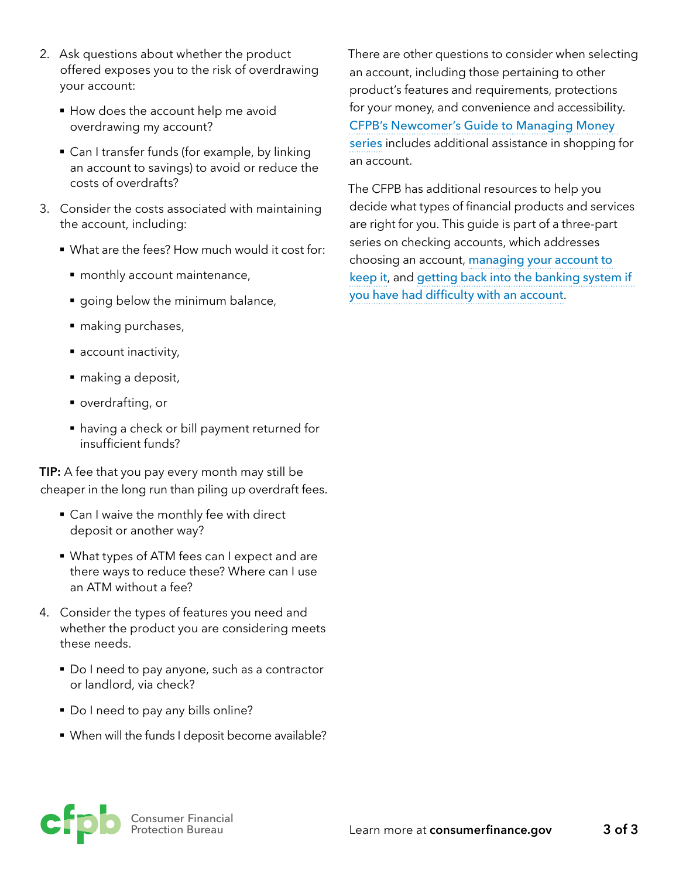2. Ask questions about whether the product offered exposes you to the risk of overdrawing your account:
   - How does the account help me avoid overdrawing my account?
   - Can I transfer funds (for example, by linking an account to savings) to avoid or reduce the costs of overdrafts?
3. Consider the costs associated with maintaining the account, including:
   - What are the fees? How much would it cost for:
     - monthly account maintenance,
     - going below the minimum balance,
     - making purchases,
     - account inactivity,
     - making a deposit,
     - overdrafting, or
     - having a check or bill payment returned for insufficient funds?

**TIP:** A fee that you pay every month may still be cheaper in the long run than piling up overdraft fees.

   - Can I waive the monthly fee with direct deposit or another way?
   - What types of ATM fees can I expect and are there ways to reduce these? Where can I use an ATM without a fee?

4. Consider the types of features you need and whether the product you are considering meets these needs.
   - Do I need to pay anyone, such as a contractor or landlord, via check?
   - Do I need to pay any bills online?
   - When will the funds I deposit become available?

There are other questions to consider when selecting an account, including those pertaining to other product's features and requirements, protections for your money, and convenience and accessibility. CFPB's Newcomer's Guide to Managing Money series includes additional assistance in shopping for an account.

The CFPB has additional resources to help you decide what types of financial products and services are right for you. This guide is part of a three-part series on checking accounts, which addresses choosing an account, managing your account to keep it, and getting back into the banking system if you have had difficulty with an account.